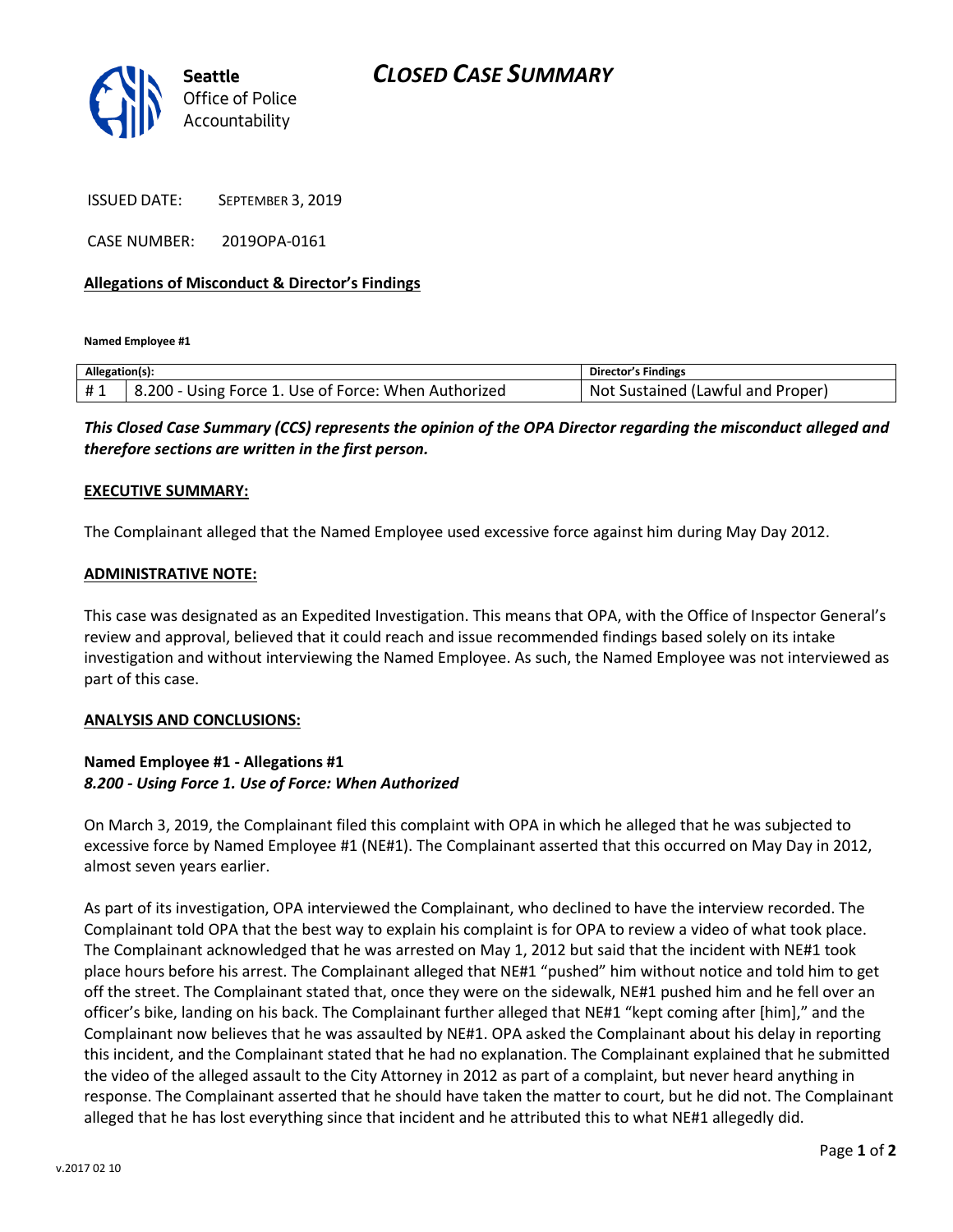# CLOSED CASE SUMMARY

Seattle Office of Police Accountability

ISSUED DATE: SEPTEMBER 3, 2019

CASE NUMBER: 2019OPA-0161

## Allegations of Misconduct & Director's Findings

**Named Employee #1**

| Allegation(s): | | Director's Findings |
|---|---|---|
| # 1 | 8.200 - Using Force 1. Use of Force: When Authorized | Not Sustained (Lawful and Proper) |

***This Closed Case Summary (CCS) represents the opinion of the OPA Director regarding the misconduct alleged and therefore sections are written in the first person.***

### EXECUTIVE SUMMARY:

The Complainant alleged that the Named Employee used excessive force against him during May Day 2012.

### ADMINISTRATIVE NOTE:

This case was designated as an Expedited Investigation. This means that OPA, with the Office of Inspector General's review and approval, believed that it could reach and issue recommended findings based solely on its intake investigation and without interviewing the Named Employee. As such, the Named Employee was not interviewed as part of this case.

### ANALYSIS AND CONCLUSIONS:

**Named Employee #1 - Allegations #1**
***8.200 - Using Force 1. Use of Force: When Authorized***

On March 3, 2019, the Complainant filed this complaint with OPA in which he alleged that he was subjected to excessive force by Named Employee #1 (NE#1). The Complainant asserted that this occurred on May Day in 2012, almost seven years earlier.

As part of its investigation, OPA interviewed the Complainant, who declined to have the interview recorded. The Complainant told OPA that the best way to explain his complaint is for OPA to review a video of what took place. The Complainant acknowledged that he was arrested on May 1, 2012 but said that the incident with NE#1 took place hours before his arrest. The Complainant alleged that NE#1 "pushed" him without notice and told him to get off the street. The Complainant stated that, once they were on the sidewalk, NE#1 pushed him and he fell over an officer's bike, landing on his back. The Complainant further alleged that NE#1 "kept coming after [him]," and the Complainant now believes that he was assaulted by NE#1. OPA asked the Complainant about his delay in reporting this incident, and the Complainant stated that he had no explanation. The Complainant explained that he submitted the video of the alleged assault to the City Attorney in 2012 as part of a complaint, but never heard anything in response. The Complainant asserted that he should have taken the matter to court, but he did not. The Complainant alleged that he has lost everything since that incident and he attributed this to what NE#1 allegedly did.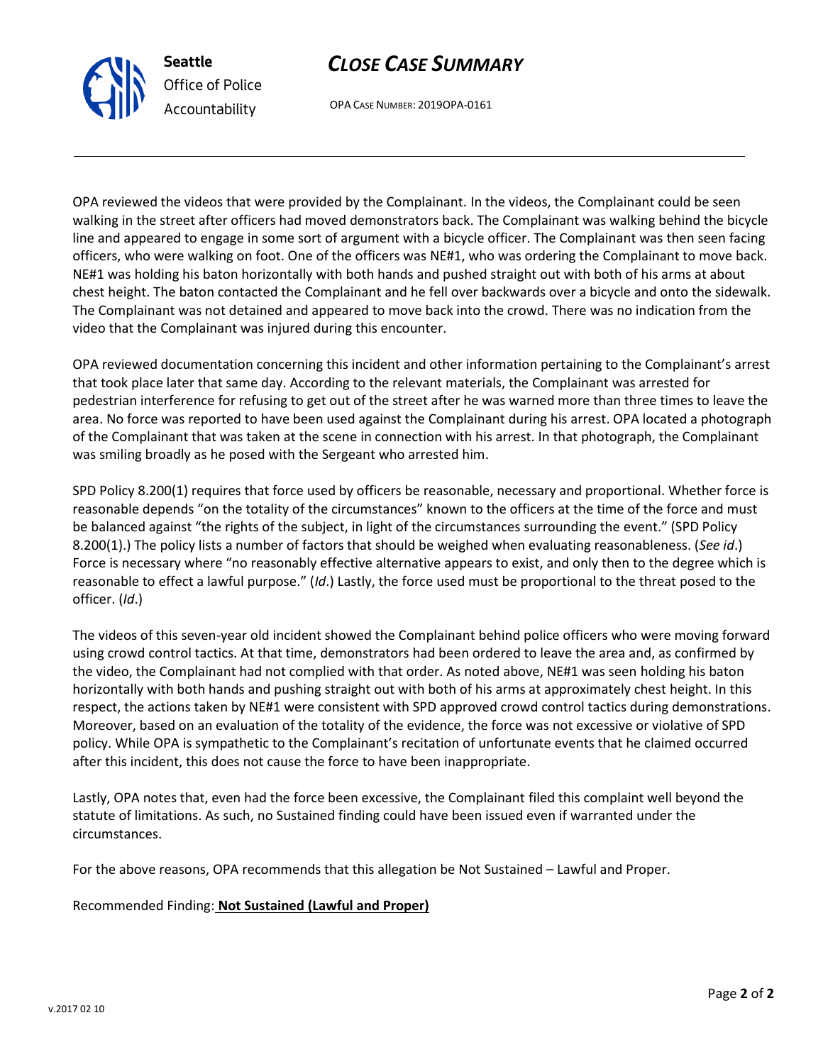OPA reviewed the videos that were provided by the Complainant. In the videos, the Complainant could be seen walking in the street after officers had moved demonstrators back. The Complainant was walking behind the bicycle line and appeared to engage in some sort of argument with a bicycle officer. The Complainant was then seen facing officers, who were walking on foot. One of the officers was NE#1, who was ordering the Complainant to move back. NE#1 was holding his baton horizontally with both hands and pushed straight out with both of his arms at about chest height. The baton contacted the Complainant and he fell over backwards over a bicycle and onto the sidewalk. The Complainant was not detained and appeared to move back into the crowd. There was no indication from the video that the Complainant was injured during this encounter.

OPA reviewed documentation concerning this incident and other information pertaining to the Complainant's arrest that took place later that same day. According to the relevant materials, the Complainant was arrested for pedestrian interference for refusing to get out of the street after he was warned more than three times to leave the area. No force was reported to have been used against the Complainant during his arrest. OPA located a photograph of the Complainant that was taken at the scene in connection with his arrest. In that photograph, the Complainant was smiling broadly as he posed with the Sergeant who arrested him.

SPD Policy 8.200(1) requires that force used by officers be reasonable, necessary and proportional. Whether force is reasonable depends "on the totality of the circumstances" known to the officers at the time of the force and must be balanced against "the rights of the subject, in light of the circumstances surrounding the event." (SPD Policy 8.200(1).) The policy lists a number of factors that should be weighed when evaluating reasonableness. (*See id*.) Force is necessary where "no reasonably effective alternative appears to exist, and only then to the degree which is reasonable to effect a lawful purpose." (*Id*.) Lastly, the force used must be proportional to the threat posed to the officer. (*Id*.)

The videos of this seven-year old incident showed the Complainant behind police officers who were moving forward using crowd control tactics. At that time, demonstrators had been ordered to leave the area and, as confirmed by the video, the Complainant had not complied with that order. As noted above, NE#1 was seen holding his baton horizontally with both hands and pushing straight out with both of his arms at approximately chest height. In this respect, the actions taken by NE#1 were consistent with SPD approved crowd control tactics during demonstrations. Moreover, based on an evaluation of the totality of the evidence, the force was not excessive or violative of SPD policy. While OPA is sympathetic to the Complainant's recitation of unfortunate events that he claimed occurred after this incident, this does not cause the force to have been inappropriate.

Lastly, OPA notes that, even had the force been excessive, the Complainant filed this complaint well beyond the statute of limitations. As such, no Sustained finding could have been issued even if warranted under the circumstances.

For the above reasons, OPA recommends that this allegation be Not Sustained – Lawful and Proper.

Recommended Finding: **Not Sustained (Lawful and Proper)**